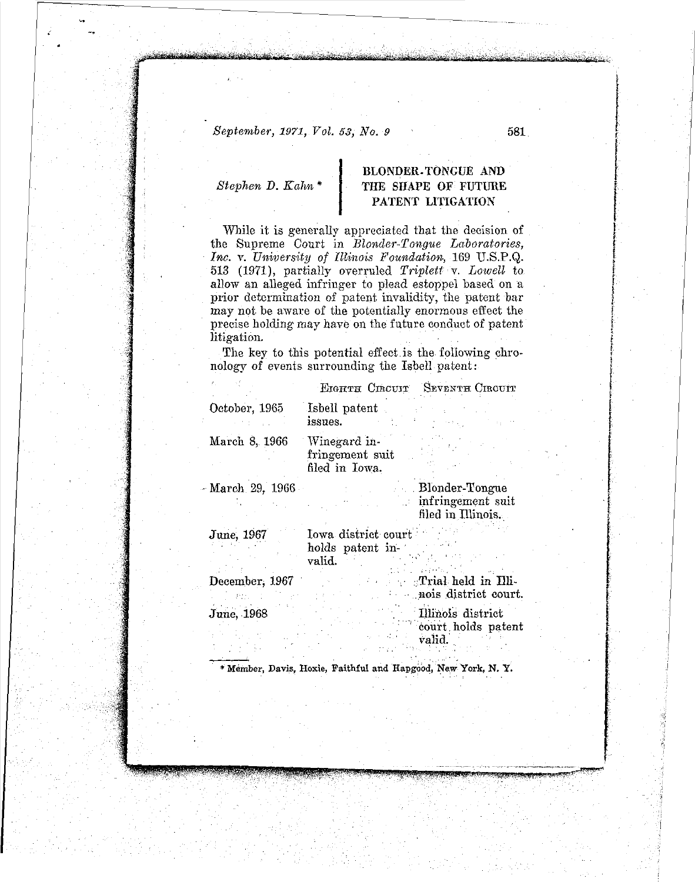*Stephen D. Kahn* *

# BLONDER-TONGUE AND THE SHAPE OF FUTURE PATENT LITIGATION

While it is generally appreciated that the decision of the Supreme Court in *Blonder-Tongue Laboratories, Inc.* v. *University of Illinois Foundation*, 169 U.S.P.Q. 513 (1971), partially overruled *Triplett* v. *Lowell* to allow an alleged infringer to plead estoppel based on a prior determination of patent invalidity, the patent bar may not be aware of the potentially enormous effect the precise holding may have on the future conduct of patent litigation.

The key to this potential effect is the following chronology of events surrounding the Isbell patent:

| | Eighth Circuit | Seventh Circuit |
| --- | --- | --- |
| October, 1965 | Isbell patent issues. | |
| March 8, 1966 | Winegard infringement suit filed in Iowa. | |
| March 29, 1966 | | Blonder-Tongue infringement suit filed in Illinois. |
| June, 1967 | Iowa district court holds patent invalid. | |
| December, 1967 | | Trial held in Illinois district court. |
| June, 1968 | | Illinois district court holds patent valid. |

---

* Member, Davis, Hoxie, Faithful and Hapgood, New York, N. Y.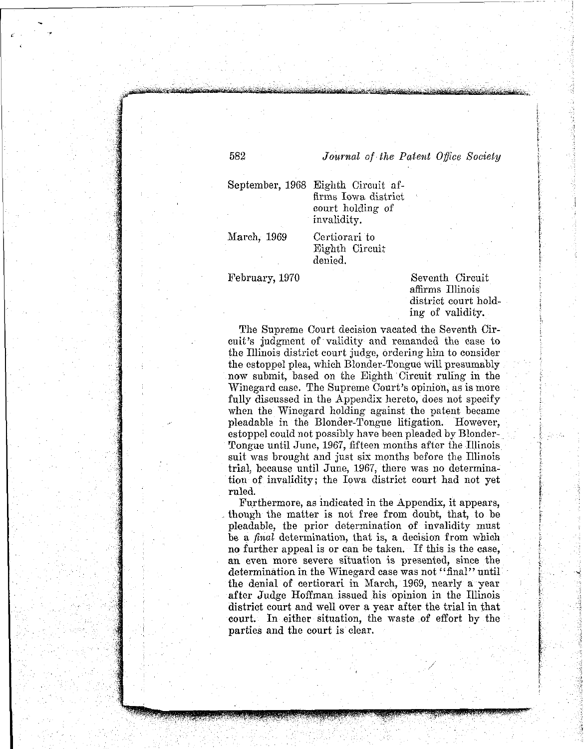| | | |
|---|---|---|
| September, 1968 | Eighth Circuit affirms Iowa district court holding of invalidity. | |
| March, 1969 | Certiorari to Eighth Circuit denied. | |
| February, 1970 | | Seventh Circuit affirms Illinois district court holding of validity. |

The Supreme Court decision vacated the Seventh Circuit's judgment of validity and remanded the case to the Illinois district court judge, ordering him to consider the estoppel plea, which Blonder-Tongue will presumably now submit, based on the Eighth Circuit ruling in the Winegard case. The Supreme Court's opinion, as is more fully discussed in the Appendix hereto, does not specify when the Winegard holding against the patent became pleadable in the Blonder-Tongue litigation. However, estoppel could not possibly have been pleaded by Blonder-Tongue until June, 1967, fifteen months after the Illinois suit was brought and just six months before the Illinois trial, because until June, 1967, there was no determination of invalidity; the Iowa district court had not yet ruled.

Furthermore, as indicated in the Appendix, it appears, though the matter is not free from doubt, that, to be pleadable, the prior determination of invalidity must be a *final* determination, that is, a decision from which no further appeal is or can be taken. If this is the case, an even more severe situation is presented, since the determination in the Winegard case was not "final" until the denial of certiorari in March, 1969, nearly a year after Judge Hoffman issued his opinion in the Illinois district court and well over a year after the trial in that court. In either situation, the waste of effort by the parties and the court is clear.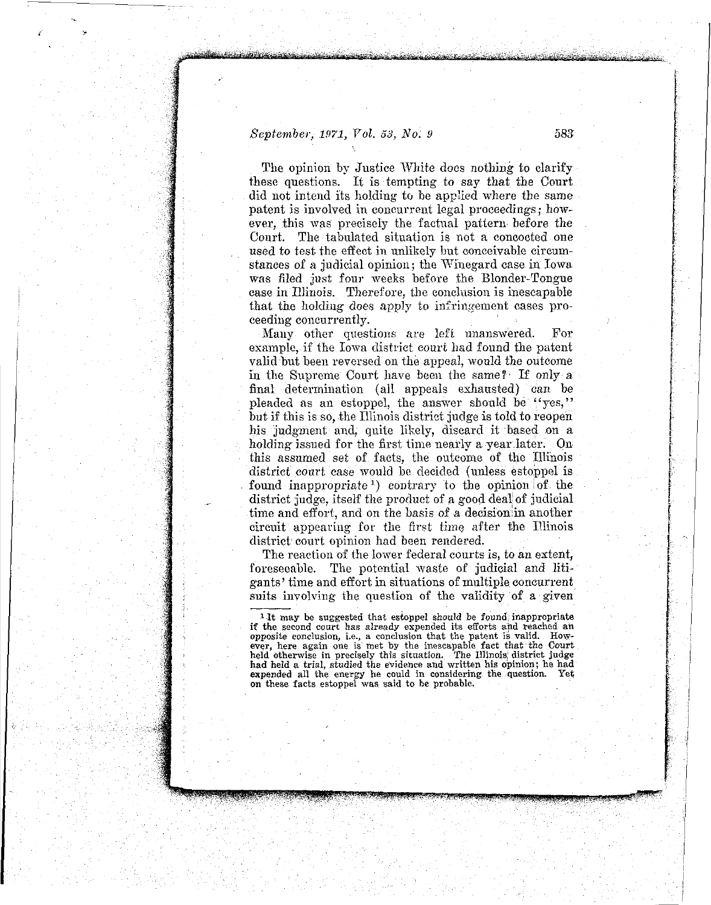The opinion by Justice White does nothing to clarify these questions. It is tempting to say that the Court did not intend its holding to be applied where the same patent is involved in concurrent legal proceedings; however, this was precisely the factual pattern before the Court. The tabulated situation is not a concocted one used to test the effect in unlikely but conceivable circumstances of a judicial opinion; the Winegard case in Iowa was filed just four weeks before the Blonder-Tongue case in Illinois. Therefore, the conclusion is inescapable that the holding *does* apply to infringement cases proceeding concurrently.

Many other questions are left unanswered. For example, if the Iowa district court had found the patent valid but been reversed on the appeal, would the outcome in the Supreme Court have been the same? If only a final determination (all appeals exhausted) *can* be pleaded as an estoppel, the answer should be "yes," but if this is so, the Illinois district judge is told to reopen his judgment and, quite likely, discard it based on a holding issued for the first time nearly a year later. On this *assumed* set of facts, the outcome of the Illinois district *court* case would be decided (unless estoppel is found inappropriate[1]) contrary to the opinion of the district judge, itself the product of a good deal of judicial time and effort, and on the basis of a decision in another circuit appearing for the *first time* after the Illinois district court opinion had been rendered.

The reaction of the lower federal courts is, to an extent, foreseeable. The potential waste of judicial and litigants' time and effort in situations of multiple concurrent suits involving the question of the validity of a given

---

[1] It may be suggested that estoppel should be found inappropriate if the second court has *already* expended its efforts and reached an opposite conclusion, i.e., a conclusion that the patent is valid. However, here again one is met by the inescapable fact that the Court held otherwise in precisely this situation. The Illinois district judge had held a trial, *studied* the evidence and written his opinion; he had expended all the energy he could in considering the question. Yet on these facts estoppel was said to be probable.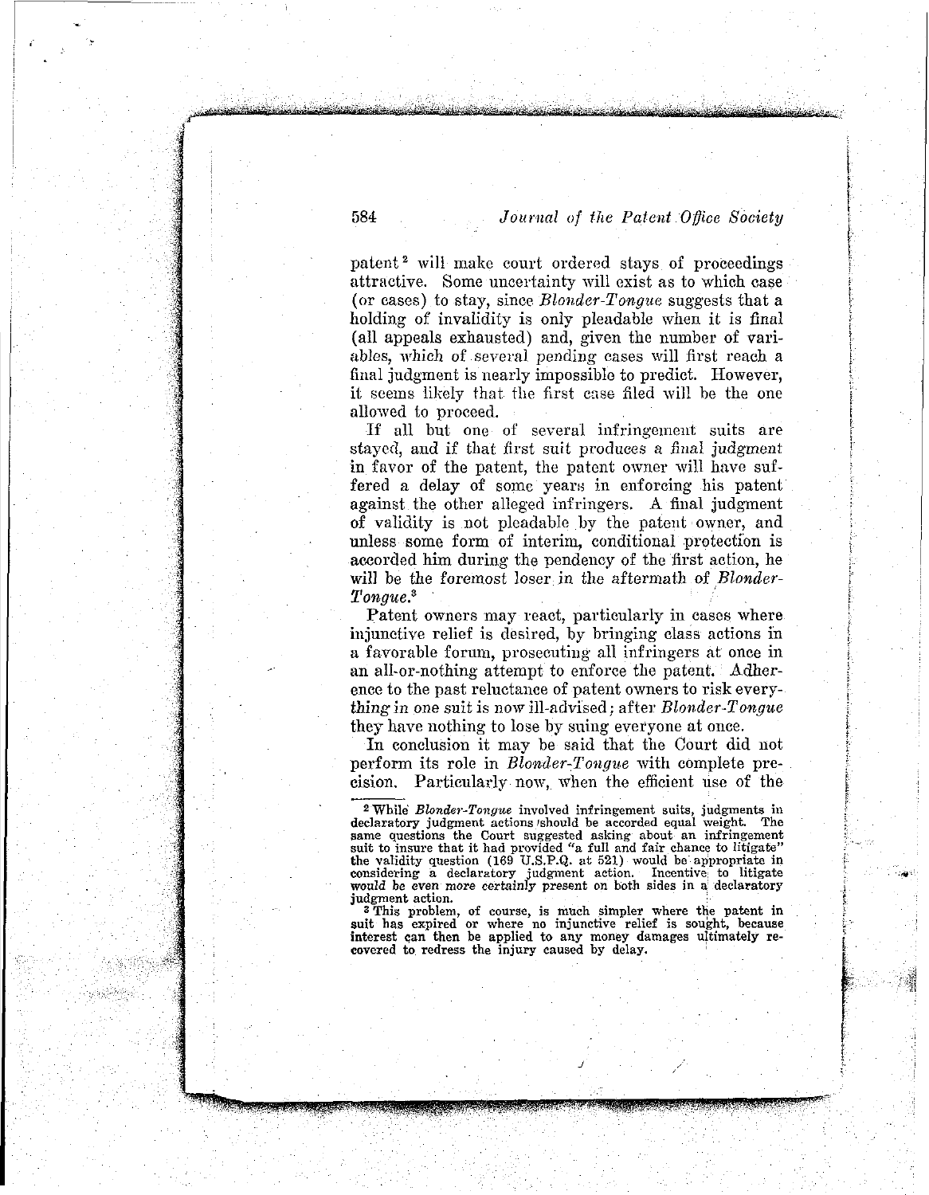patent[2] will make court ordered stays of proceedings attractive. Some uncertainty will exist as to which case (or cases) to stay, since *Blonder-Tongue* suggests that a holding of invalidity is only pleadable when it is final (all appeals exhausted) and, given the number of variables, which of several pending cases will first reach a final judgment is nearly impossible to predict. However, it seems likely that the first case filed will be the one allowed to proceed.

If all but one of several infringement suits are stayed, and if that first suit produces a *final judgment* in favor of the patent, the patent owner will have suffered a delay of some years in enforcing his patent against the other alleged infringers. A final judgment of validity is not pleadable by the patent owner, and unless some form of interim, conditional protection is accorded him during the pendency of the first action, he will be the foremost loser in the aftermath of *Blonder-Tongue*.[3]

Patent owners may react, particularly in cases where injunctive relief is desired, by bringing class actions in a favorable forum, prosecuting all infringers at once in an all-or-nothing attempt to enforce the patent. Adherence to the past reluctance of patent owners to risk *everything* in one suit is now ill-advised; after *Blonder-Tongue* they have nothing to lose by suing everyone at once.

In conclusion it may be said that the Court did not perform its role in *Blonder-Tongue* with complete precision. Particularly now, when the efficient use of the

---

[2] While *Blonder-Tongue* involved infringement suits, judgments in declaratory judgment actions should be accorded equal weight. The same questions the Court suggested asking about an infringement suit to insure that it had provided "a full and fair chance to litigate" the validity question (169 U.S.P.Q. at 521) would be appropriate in considering a declaratory judgment action. Incentive to litigate would be even *more certainly* present on both sides in a declaratory judgment action.

[3] This problem, of course, is much simpler where the patent in suit has expired or where no injunctive relief is sought, because interest can then be applied to any money damages ultimately recovered to redress the injury caused by delay.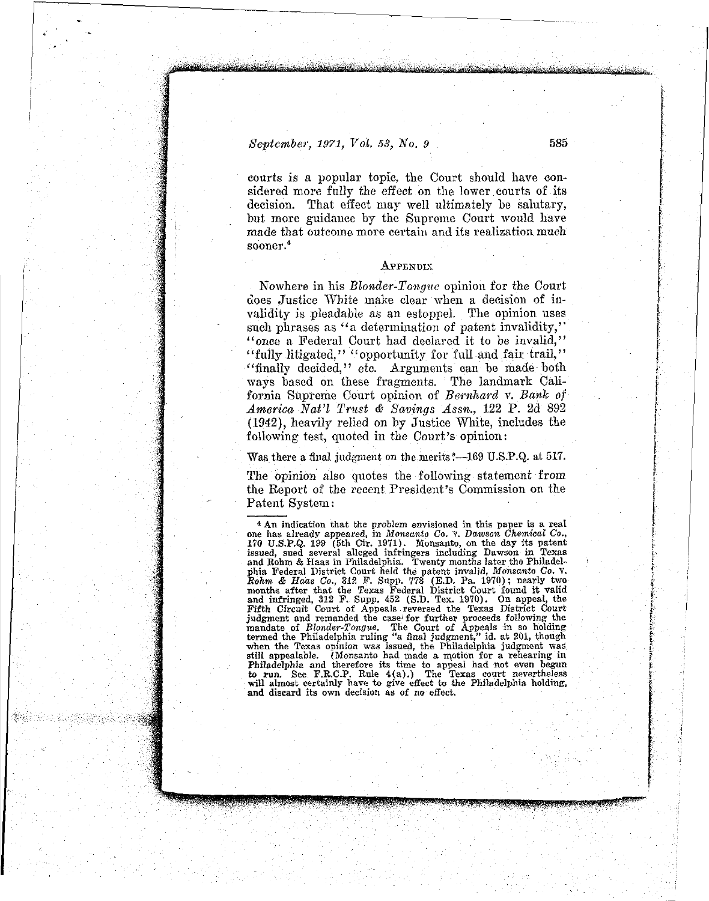courts is a popular topic, the Court should have considered more fully the effect on the lower courts of its decision. That effect may well ultimately be salutary, but more guidance by the Supreme Court would have made that outcome more certain and its realization much sooner.[4]

## Appendix

Nowhere in his *Blonder-Tongue* opinion for the Court does Justice White make clear when a decision of invalidity is pleadable as an estoppel. The opinion uses such phrases as "a determination of patent invalidity," "once a Federal Court had declared it to be invalid," "fully litigated," "opportunity for full and fair trail," "finally decided," etc. Arguments can be made both ways based on these fragments. The landmark California Supreme Court opinion of *Bernhard* v. *Bank of America Nat'l Trust & Savings Assn.*, 122 P. 2d 892 (1942), heavily relied on by Justice White, includes the following test, quoted in the Court's opinion:

> Was there a final judgment on the merits?—169 U.S.P.Q. at 517.

The opinion also quotes the following statement from the Report of the recent President's Commission on the Patent System:

---

[4] An indication that the problem envisioned in this paper is a real one has already appeared, in *Monsanto Co.* v. *Dawson Chemical Co.*, 170 U.S.P.Q. 199 (5th Cir. 1971). Monsanto, on the day its patent issued, sued several alleged infringers including Dawson in Texas and Rohm & Haas in Philadelphia. Twenty months later the Philadelphia Federal District Court held the patent invalid, *Monsanto Co.* v. *Rohm & Haas Co.*, 312 F. Supp. 778 (E.D. Pa. 1970); nearly two months after that the Texas Federal District Court found it valid and infringed, 312 F. Supp. 452 (S.D. Tex. 1970). On appeal, the Fifth Circuit Court of Appeals reversed the Texas District Court judgment and remanded the case for further proceeds following the mandate of *Blonder-Tongue*. The Court of Appeals in so holding termed the Philadelphia ruling "a final judgment," id. at 201, though when the Texas opinion was issued, the Philadelphia judgment was still appealable. (Monsanto had made a motion for a rehearing in Philadelphia and therefore its time to appeal had not even begun to run. See F.R.C.P. Rule 4(a).) The Texas court nevertheless will almost certainly have to give effect to the Philadelphia holding, and discard its own decision as of no effect.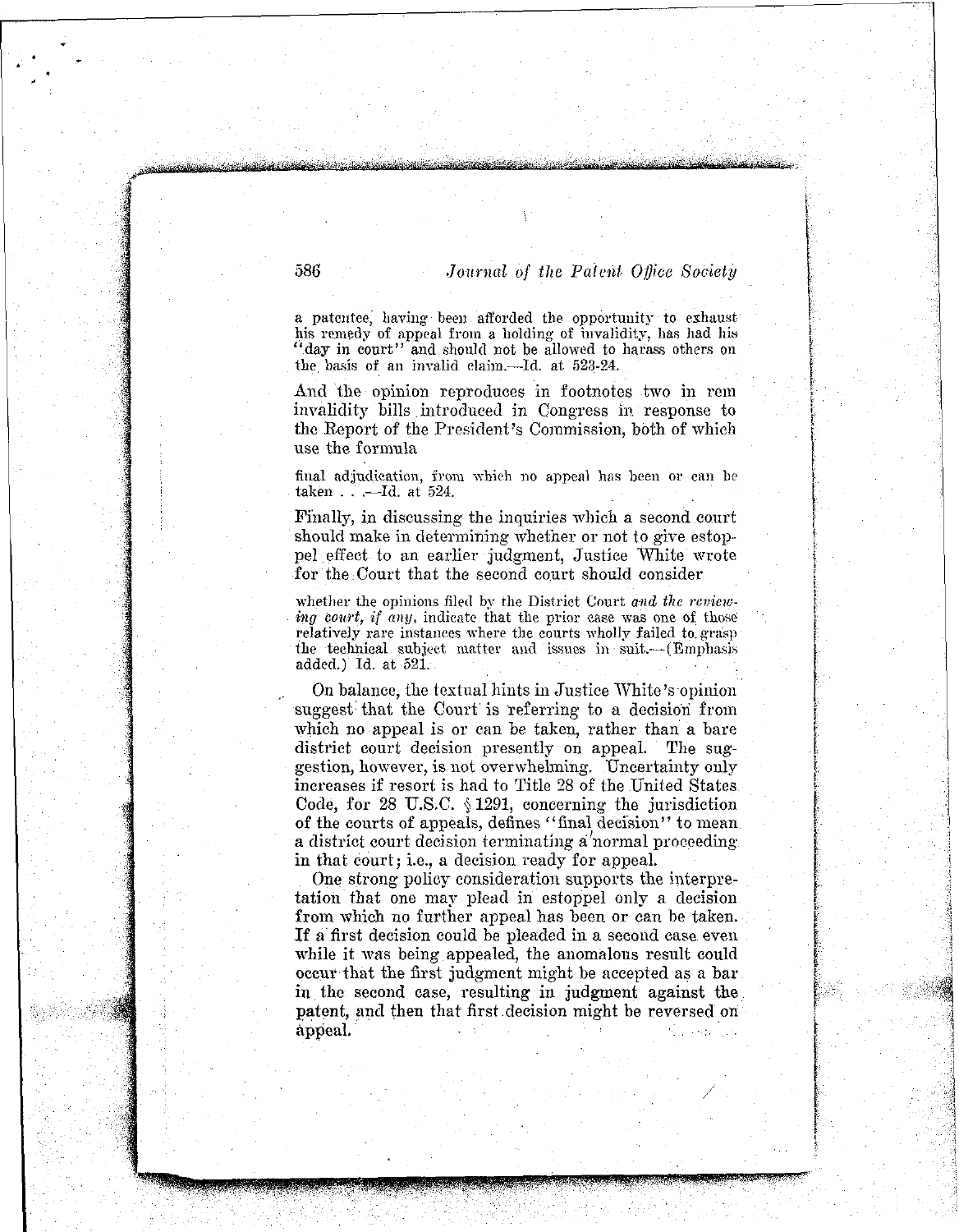> a patentee, having been afforded the opportunity to exhaust his remedy of appeal from a holding of invalidity, has had his "day in court" and should not be allowed to harass others on the basis of an invalid claim.—Id. at 523-24.

And the opinion reproduces in footnotes two in rem invalidity bills introduced in Congress in response to the Report of the President's Commission, both of which use the formula

> final adjudication, from which no appeal has been or can be taken . . .—Id. at 524.

Finally, in discussing the inquiries which a second court should make in determining whether or not to give estoppel effect to an earlier judgment, Justice White wrote for the Court that the second court should consider

> whether the opinions filed by the District Court *and the reviewing court, if any*, indicate that the prior case was one of those relatively rare instances where the courts wholly failed to grasp the technical subject matter and issues in suit.—(Emphasis added.) Id. at 521.

On balance, the textual hints in Justice White's opinion suggest that the Court is referring to a decision from which no appeal is or can be taken, rather than a bare district court decision presently on appeal. The suggestion, however, is not overwhelming. Uncertainty only increases if resort is had to Title 28 of the United States Code, for 28 U.S.C. § 1291, concerning the jurisdiction of the courts of appeals, defines "final decision" to mean a district court decision terminating a normal proceeding in that court; i.e., a decision ready for appeal.

One strong policy consideration supports the interpretation that one may plead in estoppel only a decision from which no further appeal has been or can be taken. If a first decision could be pleaded in a second case even while it was being appealed, the anomalous result could occur that the first judgment might be accepted as a bar in the second case, resulting in judgment against the patent, and then that first decision might be reversed on appeal.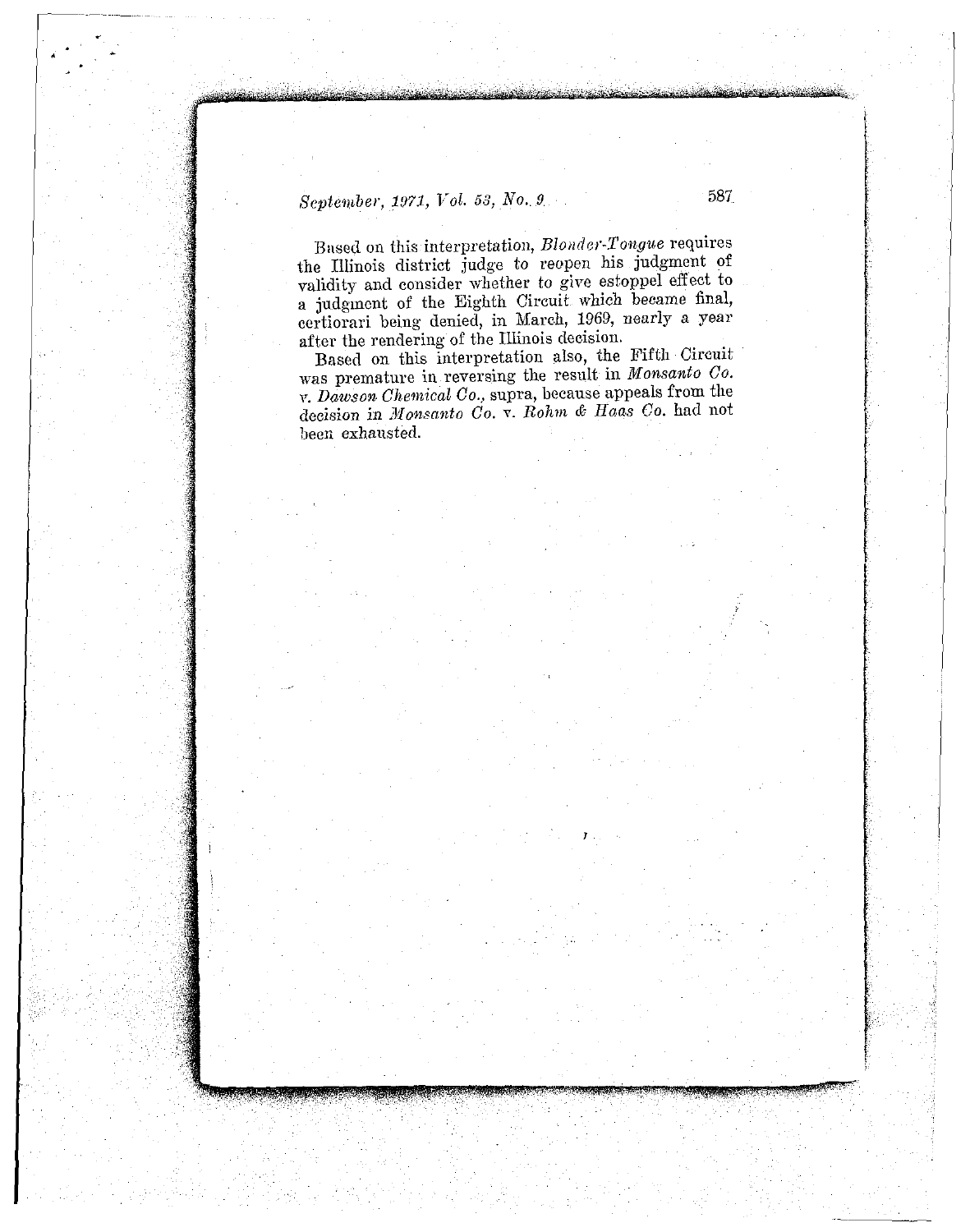Based on this interpretation, *Blonder-Tongue* requires the Illinois district judge to reopen his judgment of validity and consider whether to give estoppel effect to a judgment of the Eighth Circuit which became final, certiorari being denied, in March, 1969, nearly a year after the rendering of the Illinois decision.

Based on this interpretation also, the Fifth Circuit was premature in reversing the result in *Monsanto Co. v. Dawson Chemical Co.*, supra, because appeals from the decision in *Monsanto Co. v. Rohm & Haas Co.* had not been exhausted.